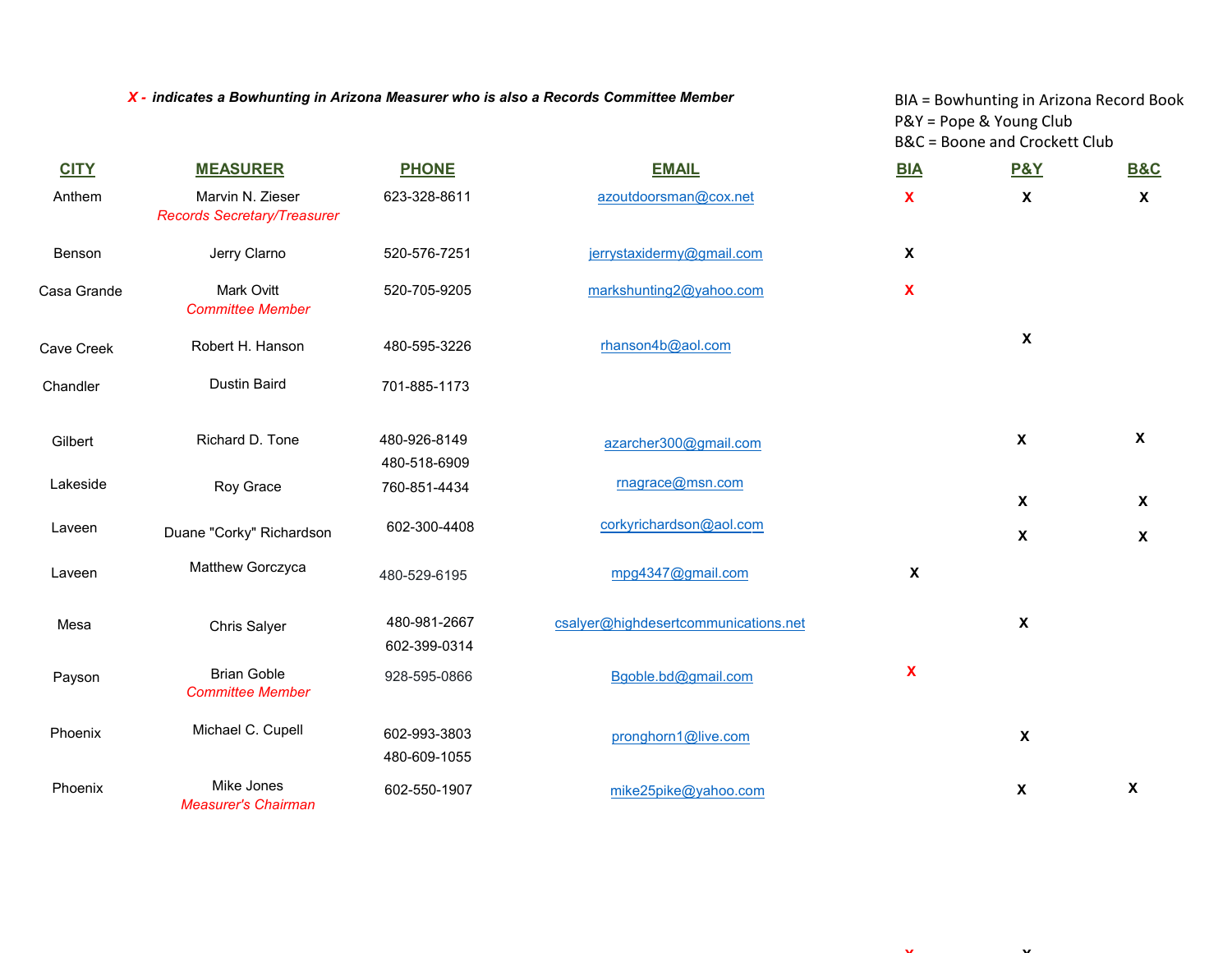*X - indicates a Bowhunting in Arizona Measurer who is also a Records Committee Member*

BIA = Bowhunting in Arizona Record Book
P&Y = Pope & Young Club
B&C = Boone and Crockett Club

| CITY | MEASURER | PHONE | EMAIL | BIA | P&Y | B&C |
|---|---|---|---|---|---|---|
| Anthem | Marvin N. Zieser *Records Secretary/Treasurer* | 623-328-8611 | azoutdoorsman@cox.net | X | X | X |
| Benson | Jerry Clarno | 520-576-7251 | jerrystaxidermy@gmail.com | X | | |
| Casa Grande | Mark Ovitt *Committee Member* | 520-705-9205 | markshunting2@yahoo.com | X | | |
| Cave Creek | Robert H. Hanson | 480-595-3226 | rhanson4b@aol.com | | X | |
| Chandler | Dustin Baird | 701-885-1173 | | | | |
| Gilbert | Richard D. Tone | 480-926-8149 480-518-6909 | azarcher300@gmail.com | | X | X |
| Lakeside | Roy Grace | 760-851-4434 | rnagrace@msn.com | | X | X |
| Laveen | Duane "Corky" Richardson | 602-300-4408 | corkyrichardson@aol.com | | X | X |
| Laveen | Matthew Gorczyca | 480-529-6195 | mpg4347@gmail.com | X | | |
| Mesa | Chris Salyer | 480-981-2667 602-399-0314 | csalyer@highdesertcommunications.net | | X | |
| Payson | Brian Goble *Committee Member* | 928-595-0866 | Bgoble.bd@gmail.com | X | | |
| Phoenix | Michael C. Cupell | 602-993-3803 480-609-1055 | pronghorn1@live.com | | X | |
| Phoenix | Mike Jones *Measurer's Chairman* | 602-550-1907 | mike25pike@yahoo.com | | X | X |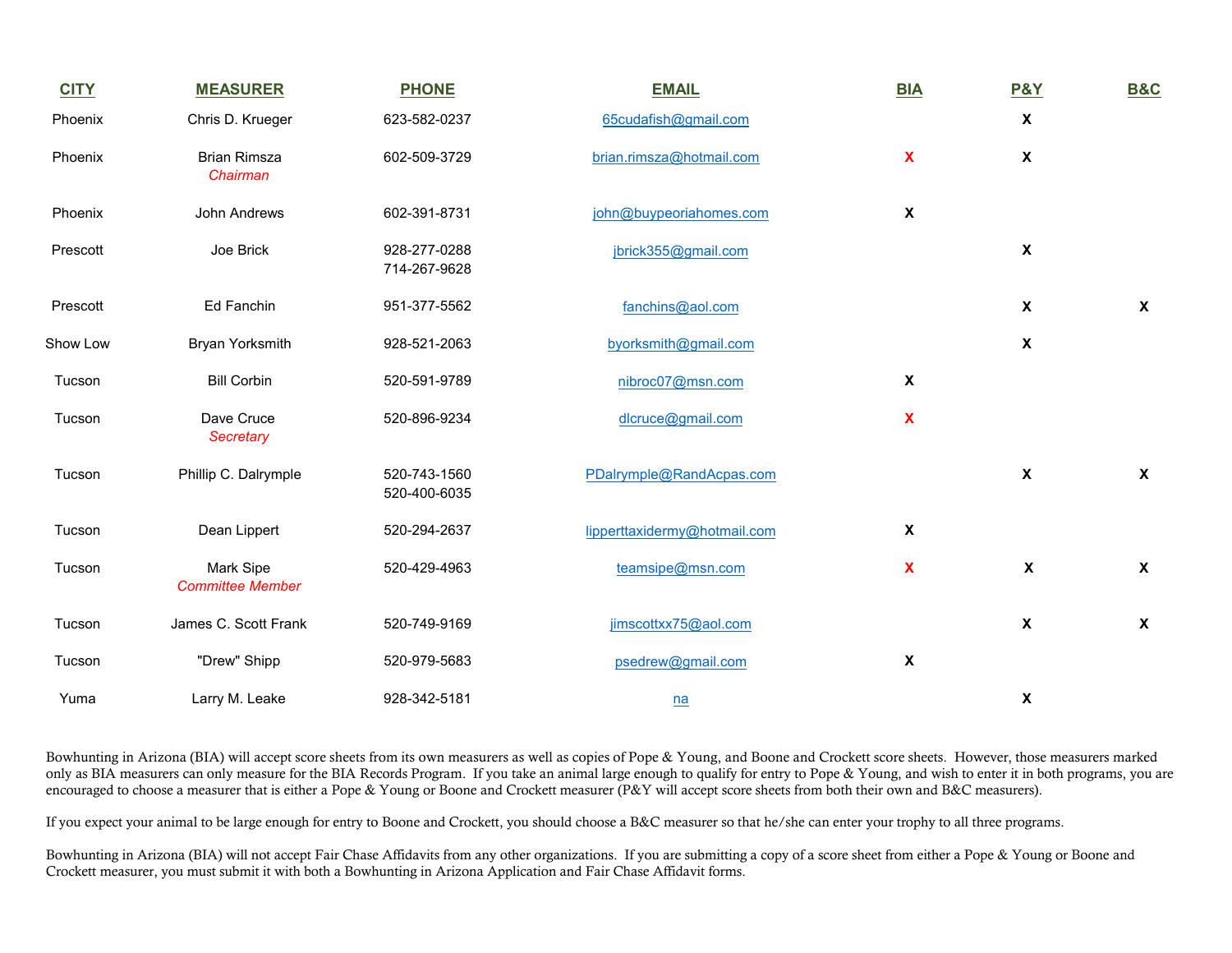| CITY | MEASURER | PHONE | EMAIL | BIA | P&Y | B&C |
|---|---|---|---|---|---|---|
| Phoenix | Chris D. Krueger | 623-582-0237 | 65cudafish@gmail.com | | X | |
| Phoenix | Brian Rimsza *Chairman* | 602-509-3729 | brian.rimsza@hotmail.com | X | X | |
| Phoenix | John Andrews | 602-391-8731 | john@buypeoriahomes.com | X | | |
| Prescott | Joe Brick | 928-277-0288 714-267-9628 | jbrick355@gmail.com | | X | |
| Prescott | Ed Fanchin | 951-377-5562 | fanchins@aol.com | | X | X |
| Show Low | Bryan Yorksmith | 928-521-2063 | byorksmith@gmail.com | | X | |
| Tucson | Bill Corbin | 520-591-9789 | nibroc07@msn.com | X | | |
| Tucson | Dave Cruce *Secretary* | 520-896-9234 | dlcruce@gmail.com | X | | |
| Tucson | Phillip C. Dalrymple | 520-743-1560 520-400-6035 | PDalrymple@RandAcpas.com | | X | X |
| Tucson | Dean Lippert | 520-294-2637 | lipperttaxidermy@hotmail.com | X | | |
| Tucson | Mark Sipe *Committee Member* | 520-429-4963 | teamsipe@msn.com | X | X | X |
| Tucson | James C. Scott Frank | 520-749-9169 | jimscottxx75@aol.com | | X | X |
| Tucson | "Drew" Shipp | 520-979-5683 | psedrew@gmail.com | X | | |
| Yuma | Larry M. Leake | 928-342-5181 | na | | X | |

Bowhunting in Arizona (BIA) will accept score sheets from its own measurers as well as copies of Pope & Young, and Boone and Crockett score sheets. However, those measurers marked only as BIA measurers can only measure for the BIA Records Program. If you take an animal large enough to qualify for entry to Pope & Young, and wish to enter it in both programs, you are encouraged to choose a measurer that is either a Pope & Young or Boone and Crockett measurer (P&Y will accept score sheets from both their own and B&C measurers).

If you expect your animal to be large enough for entry to Boone and Crockett, you should choose a B&C measurer so that he/she can enter your trophy to all three programs.

Bowhunting in Arizona (BIA) will not accept Fair Chase Affidavits from any other organizations. If you are submitting a copy of a score sheet from either a Pope & Young or Boone and Crockett measurer, you must submit it with both a Bowhunting in Arizona Application and Fair Chase Affidavit forms.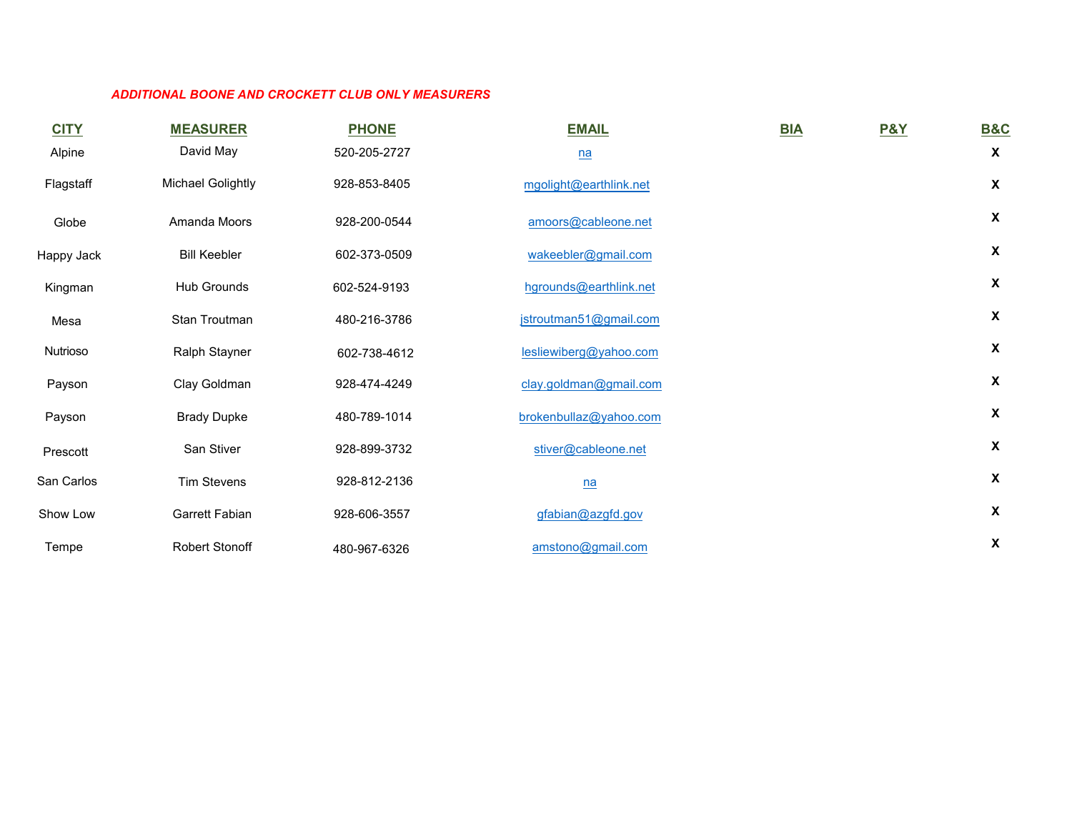*ADDITIONAL BOONE AND CROCKETT CLUB ONLY MEASURERS*

| CITY | MEASURER | PHONE | EMAIL | BIA | P&Y | B&C |
|---|---|---|---|---|---|---|
| Alpine | David May | 520-205-2727 | na | | | X |
| Flagstaff | Michael Golightly | 928-853-8405 | mgolight@earthlink.net | | | X |
| Globe | Amanda Moors | 928-200-0544 | amoors@cableone.net | | | X |
| Happy Jack | Bill Keebler | 602-373-0509 | wakeebler@gmail.com | | | X |
| Kingman | Hub Grounds | 602-524-9193 | hgrounds@earthlink.net | | | X |
| Mesa | Stan Troutman | 480-216-3786 | jstroutman51@gmail.com | | | X |
| Nutrioso | Ralph Stayner | 602-738-4612 | lesliewiberg@yahoo.com | | | X |
| Payson | Clay Goldman | 928-474-4249 | clay.goldman@gmail.com | | | X |
| Payson | Brady Dupke | 480-789-1014 | brokenbullaz@yahoo.com | | | X |
| Prescott | San Stiver | 928-899-3732 | stiver@cableone.net | | | X |
| San Carlos | Tim Stevens | 928-812-2136 | na | | | X |
| Show Low | Garrett Fabian | 928-606-3557 | gfabian@azgfd.gov | | | X |
| Tempe | Robert Stonoff | 480-967-6326 | amstono@gmail.com | | | X |